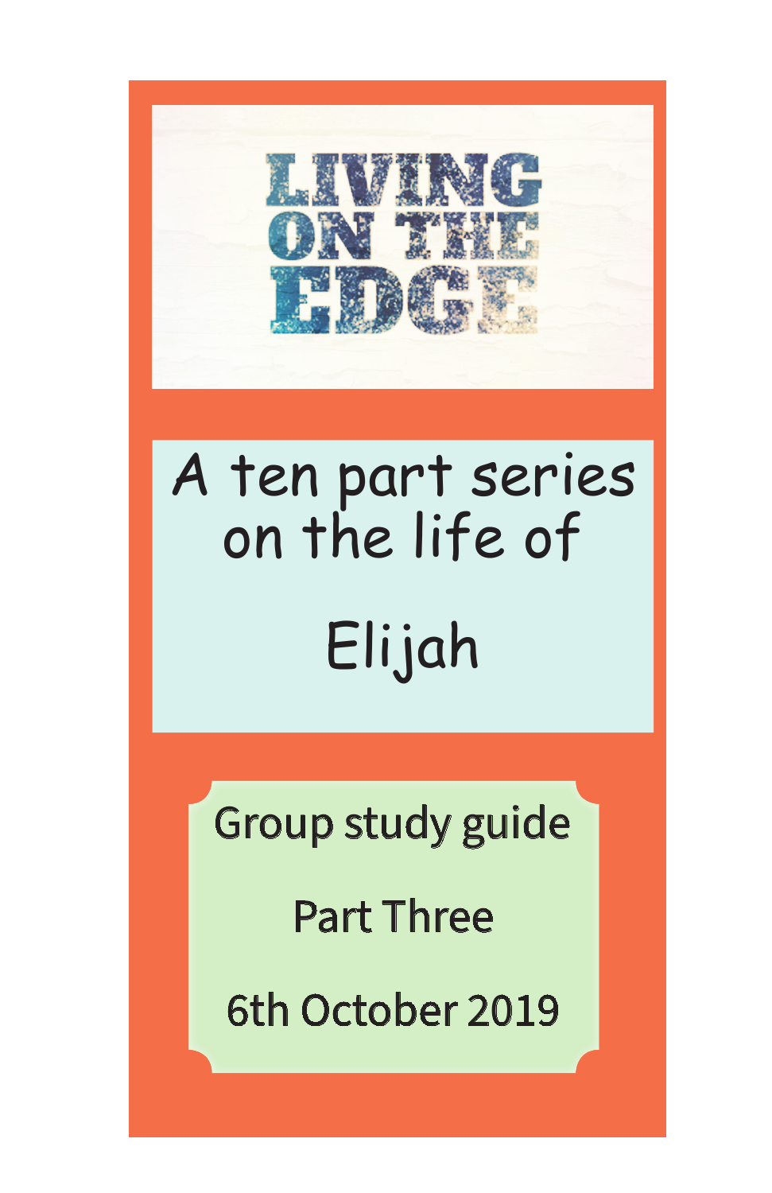# LIVING ON THE EDGE

A ten part series on the life of

Elijah

Group study guide

Part Three

6th October 2019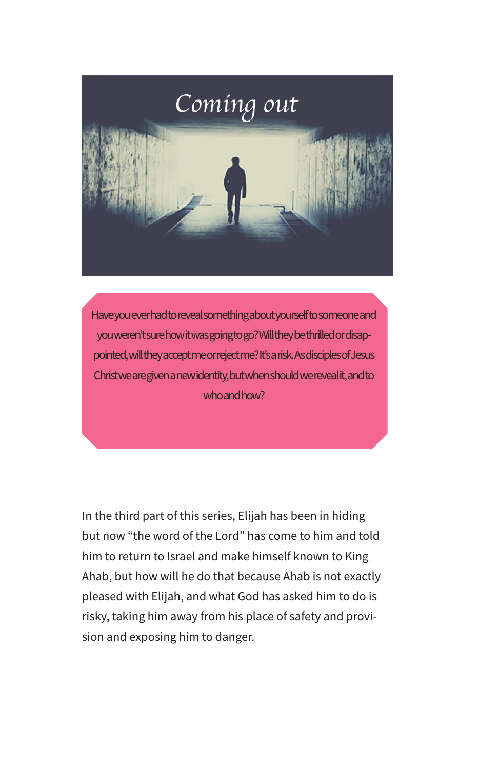# Coming out

Have you ever had to reveal something about yourself to someone and you weren't sure how it was going to go? Will they be thrilled or disappointed, will they accept me or reject me? It's a risk. As disciples of Jesus Christ we are given a new identity, but when should we reveal it, and to who and how?

In the third part of this series, Elijah has been in hiding but now "the word of the Lord" has come to him and told him to return to Israel and make himself known to King Ahab, but how will he do that because Ahab is not exactly pleased with Elijah, and what God has asked him to do is risky, taking him away from his place of safety and provision and exposing him to danger.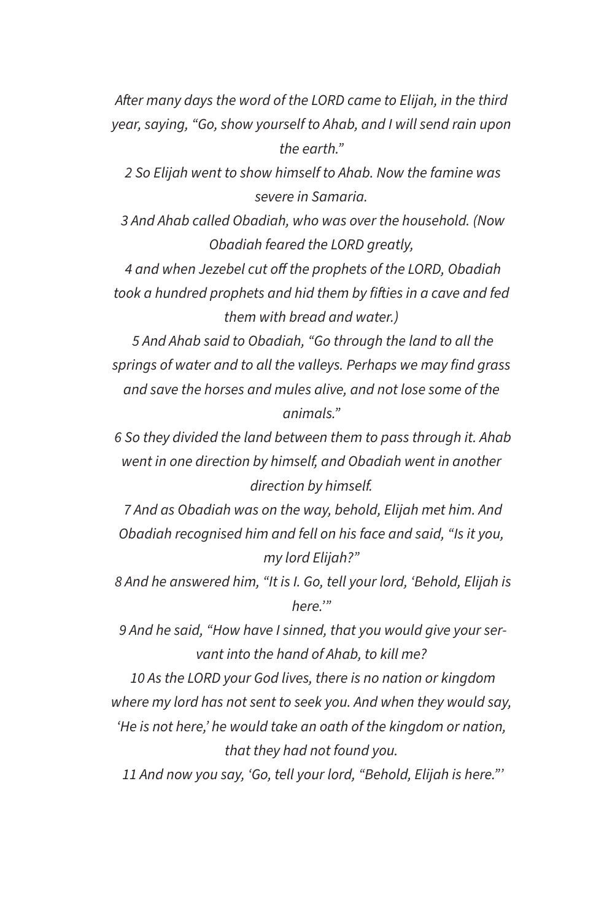*After many days the word of the LORD came to Elijah, in the third year, saying, "Go, show yourself to Ahab, and I will send rain upon the earth."*

*2 So Elijah went to show himself to Ahab. Now the famine was severe in Samaria.*

*3 And Ahab called Obadiah, who was over the household. (Now Obadiah feared the LORD greatly,*

*4 and when Jezebel cut off the prophets of the LORD, Obadiah took a hundred prophets and hid them by fifties in a cave and fed them with bread and water.)*

*5 And Ahab said to Obadiah, "Go through the land to all the springs of water and to all the valleys. Perhaps we may find grass and save the horses and mules alive, and not lose some of the animals."*

*6 So they divided the land between them to pass through it. Ahab went in one direction by himself, and Obadiah went in another direction by himself.*

*7 And as Obadiah was on the way, behold, Elijah met him. And Obadiah recognised him and fell on his face and said, "Is it you, my lord Elijah?"*

*8 And he answered him, "It is I. Go, tell your lord, 'Behold, Elijah is here.'"*

*9 And he said, "How have I sinned, that you would give your servant into the hand of Ahab, to kill me?*

*10 As the LORD your God lives, there is no nation or kingdom where my lord has not sent to seek you. And when they would say, 'He is not here,' he would take an oath of the kingdom or nation, that they had not found you.*

*11 And now you say, 'Go, tell your lord, "Behold, Elijah is here."'*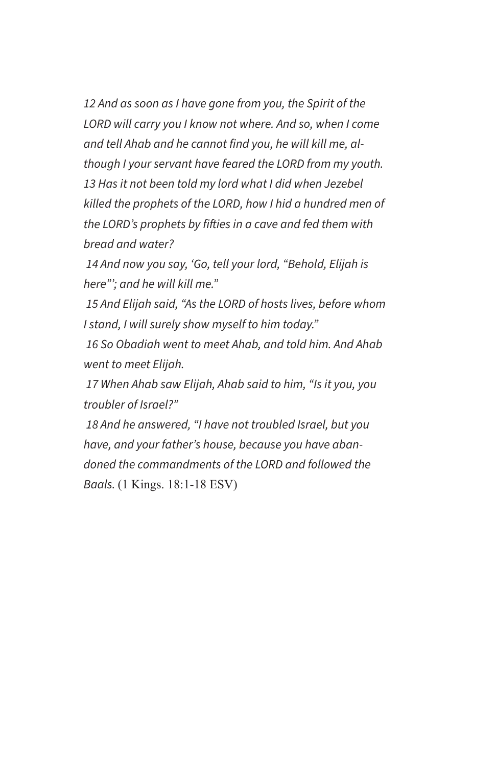*12 And as soon as I have gone from you, the Spirit of the LORD will carry you I know not where. And so, when I come and tell Ahab and he cannot find you, he will kill me, although I your servant have feared the LORD from my youth. 13 Has it not been told my lord what I did when Jezebel killed the prophets of the LORD, how I hid a hundred men of the LORD's prophets by fifties in a cave and fed them with bread and water?*

*14 And now you say, 'Go, tell your lord, "Behold, Elijah is here"'; and he will kill me."*

*15 And Elijah said, "As the LORD of hosts lives, before whom I stand, I will surely show myself to him today."*

*16 So Obadiah went to meet Ahab, and told him. And Ahab went to meet Elijah.*

*17 When Ahab saw Elijah, Ahab said to him, "Is it you, you troubler of Israel?"*

*18 And he answered, "I have not troubled Israel, but you have, and your father's house, because you have abandoned the commandments of the LORD and followed the Baals.* (1 Kings. 18:1-18 ESV)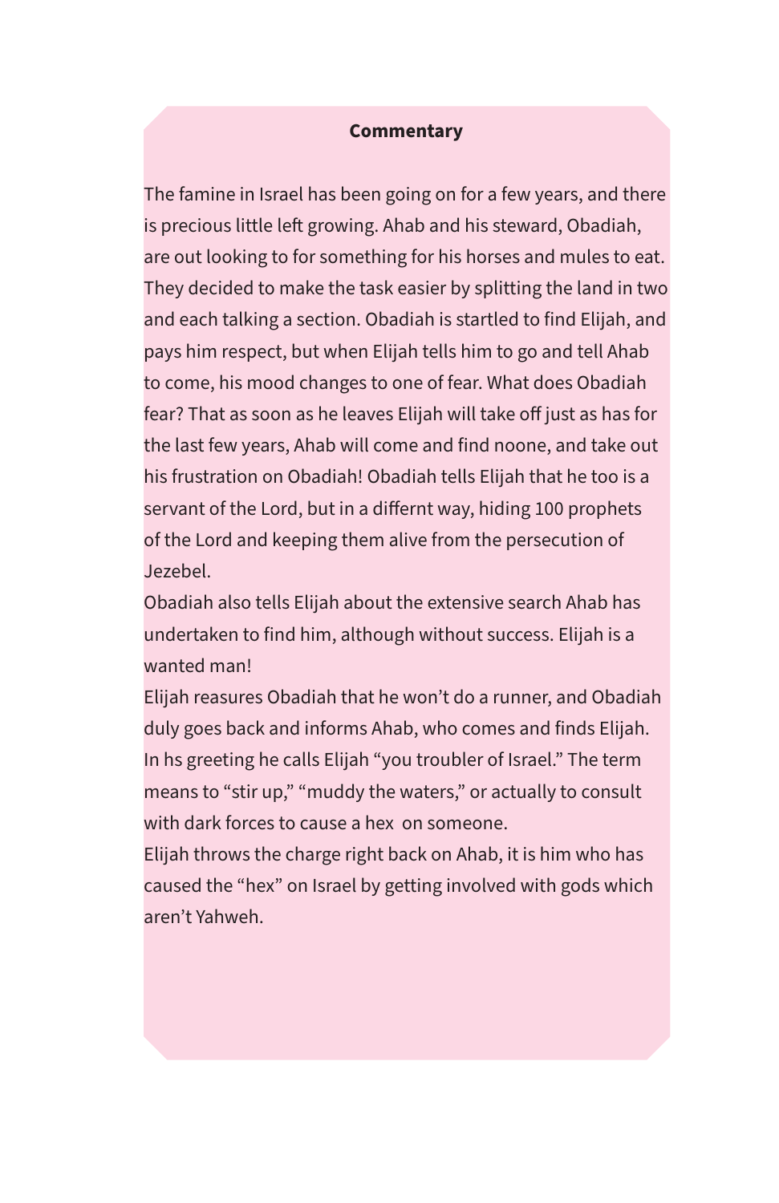**Commentary**

The famine in Israel has been going on for a few years, and there is precious little left growing. Ahab and his steward, Obadiah, are out looking to for something for his horses and mules to eat. They decided to make the task easier by splitting the land in two and each talking a section. Obadiah is startled to find Elijah, and pays him respect, but when Elijah tells him to go and tell Ahab to come, his mood changes to one of fear. What does Obadiah fear? That as soon as he leaves Elijah will take off just as has for the last few years, Ahab will come and find noone, and take out his frustration on Obadiah! Obadiah tells Elijah that he too is a servant of the Lord, but in a differnt way, hiding 100 prophets of the Lord and keeping them alive from the persecution of Jezebel.

Obadiah also tells Elijah about the extensive search Ahab has undertaken to find him, although without success. Elijah is a wanted man!

Elijah reasures Obadiah that he won't do a runner, and Obadiah duly goes back and informs Ahab, who comes and finds Elijah. In hs greeting he calls Elijah "you troubler of Israel." The term means to "stir up," "muddy the waters," or actually to consult with dark forces to cause a hex on someone.

Elijah throws the charge right back on Ahab, it is him who has caused the "hex" on Israel by getting involved with gods which aren't Yahweh.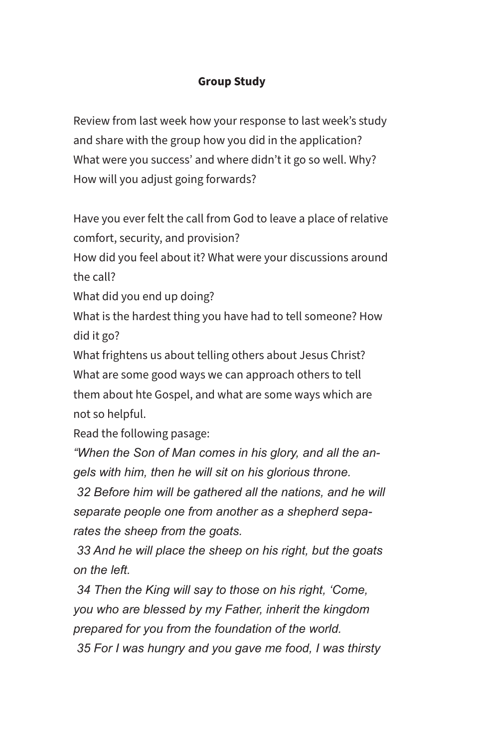**Group Study**

Review from last week how your response to last week's study and share with the group how you did in the application? What were you success' and where didn't it go so well. Why? How will you adjust going forwards?

Have you ever felt the call from God to leave a place of relative comfort, security, and provision?
How did you feel about it? What were your discussions around the call?
What did you end up doing?
What is the hardest thing you have had to tell someone? How did it go?
What frightens us about telling others about Jesus Christ?
What are some good ways we can approach others to tell them about hte Gospel, and what are some ways which are not so helpful.
Read the following pasage:
*"When the Son of Man comes in his glory, and all the angels with him, then he will sit on his glorious throne.*
*32 Before him will be gathered all the nations, and he will separate people one from another as a shepherd separates the sheep from the goats.*
*33 And he will place the sheep on his right, but the goats on the left.*
*34 Then the King will say to those on his right, 'Come, you who are blessed by my Father, inherit the kingdom prepared for you from the foundation of the world.*
*35 For I was hungry and you gave me food, I was thirsty*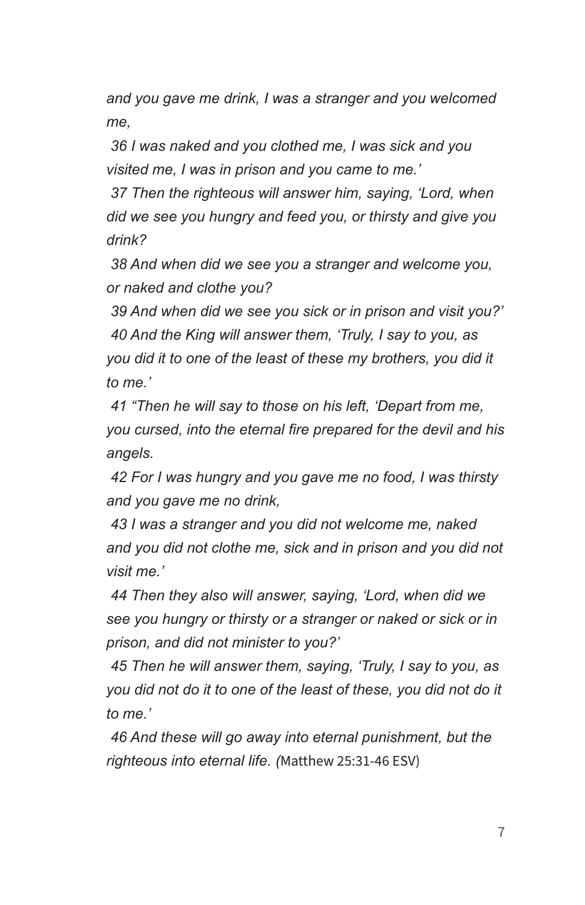*and you gave me drink, I was a stranger and you welcomed me,*

*36 I was naked and you clothed me, I was sick and you visited me, I was in prison and you came to me.'*

*37 Then the righteous will answer him, saying, 'Lord, when did we see you hungry and feed you, or thirsty and give you drink?*

*38 And when did we see you a stranger and welcome you, or naked and clothe you?*

*39 And when did we see you sick or in prison and visit you?'*

*40 And the King will answer them, 'Truly, I say to you, as you did it to one of the least of these my brothers, you did it to me.'*

*41 "Then he will say to those on his left, 'Depart from me, you cursed, into the eternal fire prepared for the devil and his angels.*

*42 For I was hungry and you gave me no food, I was thirsty and you gave me no drink,*

*43 I was a stranger and you did not welcome me, naked and you did not clothe me, sick and in prison and you did not visit me.'*

*44 Then they also will answer, saying, 'Lord, when did we see you hungry or thirsty or a stranger or naked or sick or in prison, and did not minister to you?'*

*45 Then he will answer them, saying, 'Truly, I say to you, as you did not do it to one of the least of these, you did not do it to me.'*

*46 And these will go away into eternal punishment, but the righteous into eternal life. (*Matthew 25:31-46 ESV)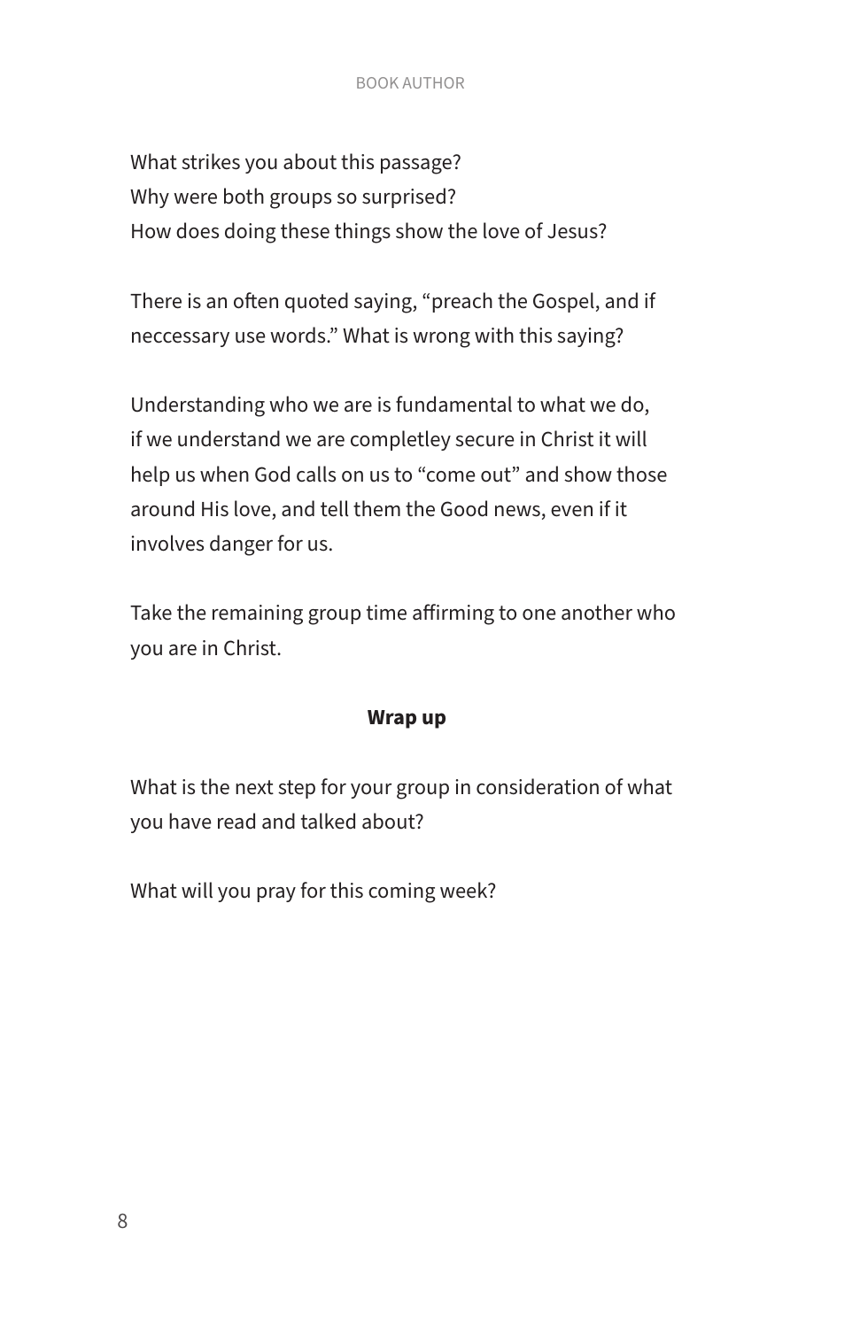What strikes you about this passage?
Why were both groups so surprised?
How does doing these things show the love of Jesus?

There is an often quoted saying, “preach the Gospel, and if neccessary use words.” What is wrong with this saying?

Understanding who we are is fundamental to what we do, if we understand we are completley secure in Christ it will help us when God calls on us to “come out” and show those around His love, and tell them the Good news, even if it involves danger for us.

Take the remaining group time affirming to one another who you are in Christ.

**Wrap up**

What is the next step for your group in consideration of what you have read and talked about?

What will you pray for this coming week?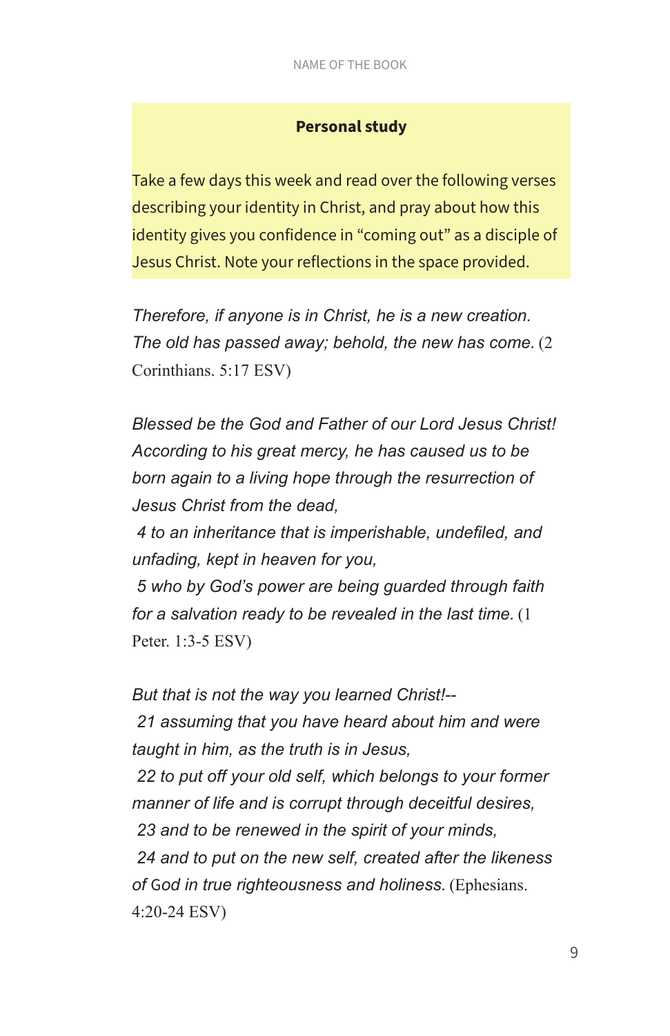**Personal study**

Take a few days this week and read over the following verses describing your identity in Christ, and pray about how this identity gives you confidence in "coming out" as a disciple of Jesus Christ. Note your reflections in the space provided.

*Therefore, if anyone is in Christ, he is a new creation. The old has passed away; behold, the new has come.* (2 Corinthians. 5:17 ESV)

*Blessed be the God and Father of our Lord Jesus Christ! According to his great mercy, he has caused us to be born again to a living hope through the resurrection of Jesus Christ from the dead,*  
*4 to an inheritance that is imperishable, undefiled, and unfading, kept in heaven for you,*  
*5 who by God's power are being guarded through faith for a salvation ready to be revealed in the last time.* (1 Peter. 1:3-5 ESV)

*But that is not the way you learned Christ!--*  
*21 assuming that you have heard about him and were taught in him, as the truth is in Jesus,*  
*22 to put off your old self, which belongs to your former manner of life and is corrupt through deceitful desires,*  
*23 and to be renewed in the spirit of your minds,*  
*24 and to put on the new self, created after the likeness of God in true righteousness and holiness.* (Ephesians. 4:20-24 ESV)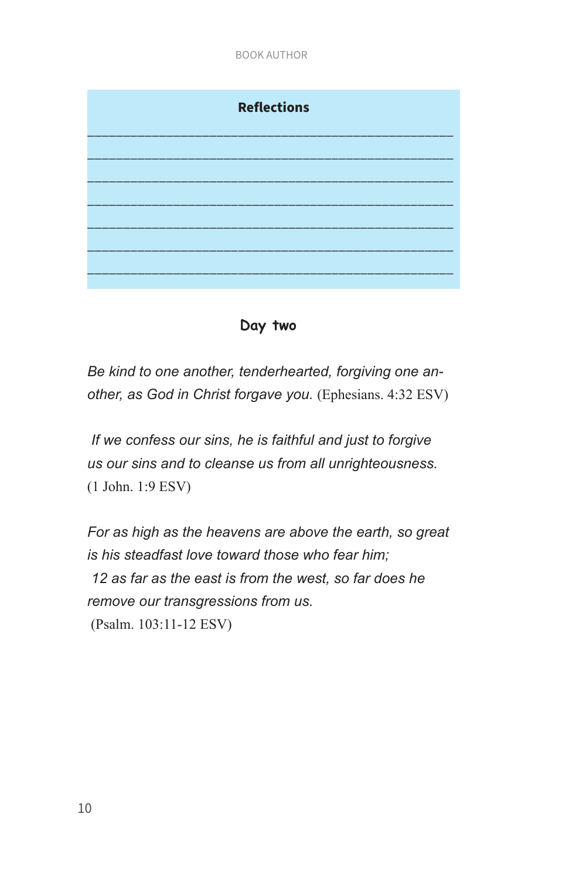**Reflections**

_______________________________________________

_______________________________________________

_______________________________________________

_______________________________________________

_______________________________________________

_______________________________________________

_______________________________________________

## Day two

*Be kind to one another, tenderhearted, forgiving one another, as God in Christ forgave you.* (Ephesians. 4:32 ESV)

*If we confess our sins, he is faithful and just to forgive us our sins and to cleanse us from all unrighteousness.* (1 John. 1:9 ESV)

*For as high as the heavens are above the earth, so great is his steadfast love toward those who fear him;*
*12 as far as the east is from the west, so far does he remove our transgressions from us.*
(Psalm. 103:11-12 ESV)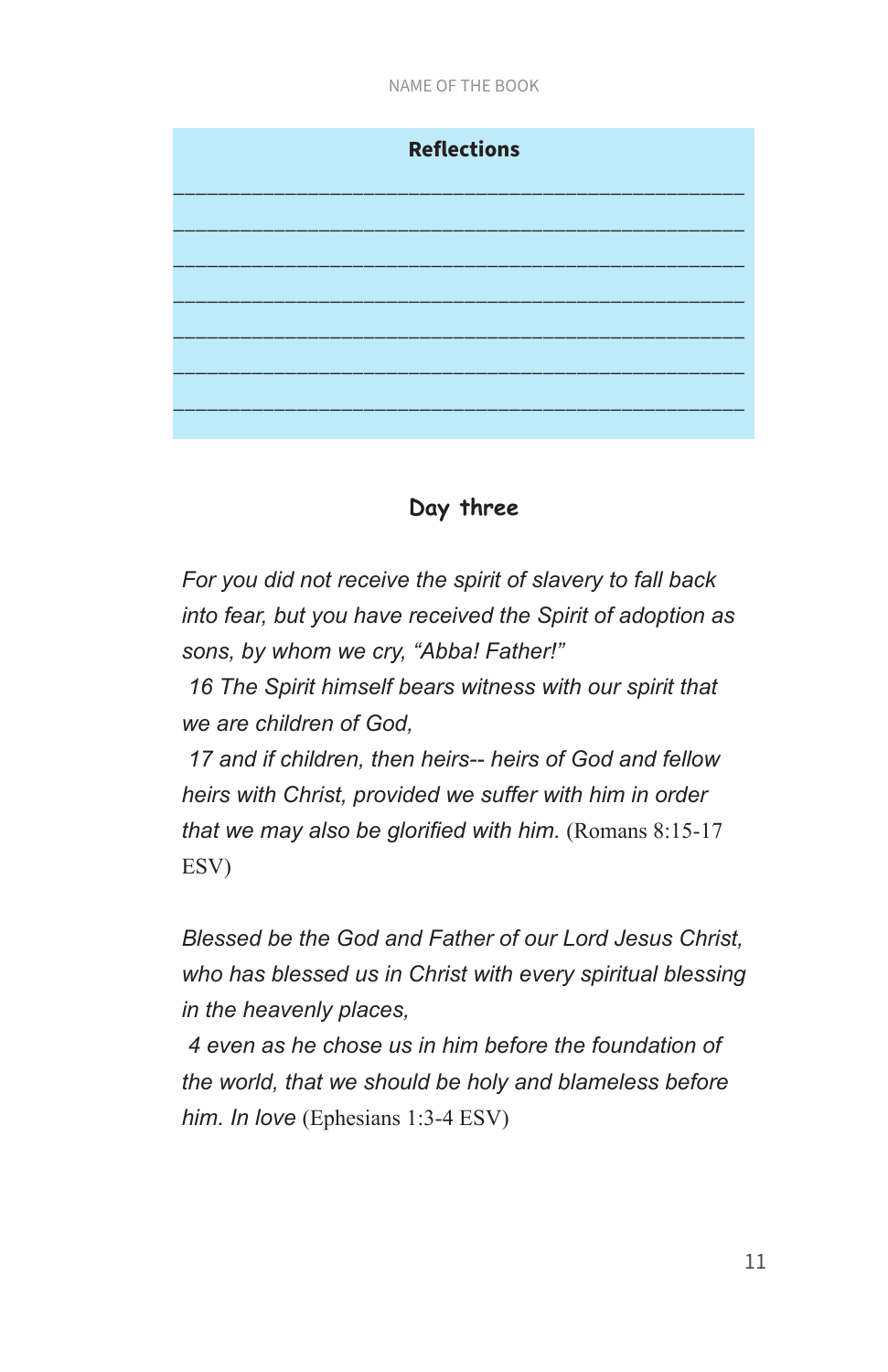**Reflections**

\_\_\_\_\_\_\_\_\_\_\_\_\_\_\_\_\_\_\_\_\_\_\_\_\_\_\_\_\_\_\_\_\_\_\_\_\_\_\_\_\_\_\_\_\_\_\_\_\_\_\_\_\_\_\_\_\_\_\_\_

\_\_\_\_\_\_\_\_\_\_\_\_\_\_\_\_\_\_\_\_\_\_\_\_\_\_\_\_\_\_\_\_\_\_\_\_\_\_\_\_\_\_\_\_\_\_\_\_\_\_\_\_\_\_\_\_\_\_\_\_

\_\_\_\_\_\_\_\_\_\_\_\_\_\_\_\_\_\_\_\_\_\_\_\_\_\_\_\_\_\_\_\_\_\_\_\_\_\_\_\_\_\_\_\_\_\_\_\_\_\_\_\_\_\_\_\_\_\_\_\_

\_\_\_\_\_\_\_\_\_\_\_\_\_\_\_\_\_\_\_\_\_\_\_\_\_\_\_\_\_\_\_\_\_\_\_\_\_\_\_\_\_\_\_\_\_\_\_\_\_\_\_\_\_\_\_\_\_\_\_\_

\_\_\_\_\_\_\_\_\_\_\_\_\_\_\_\_\_\_\_\_\_\_\_\_\_\_\_\_\_\_\_\_\_\_\_\_\_\_\_\_\_\_\_\_\_\_\_\_\_\_\_\_\_\_\_\_\_\_\_\_

\_\_\_\_\_\_\_\_\_\_\_\_\_\_\_\_\_\_\_\_\_\_\_\_\_\_\_\_\_\_\_\_\_\_\_\_\_\_\_\_\_\_\_\_\_\_\_\_\_\_\_\_\_\_\_\_\_\_\_\_

\_\_\_\_\_\_\_\_\_\_\_\_\_\_\_\_\_\_\_\_\_\_\_\_\_\_\_\_\_\_\_\_\_\_\_\_\_\_\_\_\_\_\_\_\_\_\_\_\_\_\_\_\_\_\_\_\_\_\_\_

## Day three

*For you did not receive the spirit of slavery to fall back into fear, but you have received the Spirit of adoption as sons, by whom we cry, "Abba! Father!"*
*16 The Spirit himself bears witness with our spirit that we are children of God,*
*17 and if children, then heirs-- heirs of God and fellow heirs with Christ, provided we suffer with him in order that we may also be glorified with him.* (Romans 8:15-17 ESV)

*Blessed be the God and Father of our Lord Jesus Christ, who has blessed us in Christ with every spiritual blessing in the heavenly places,*
*4 even as he chose us in him before the foundation of the world, that we should be holy and blameless before him. In love* (Ephesians 1:3-4 ESV)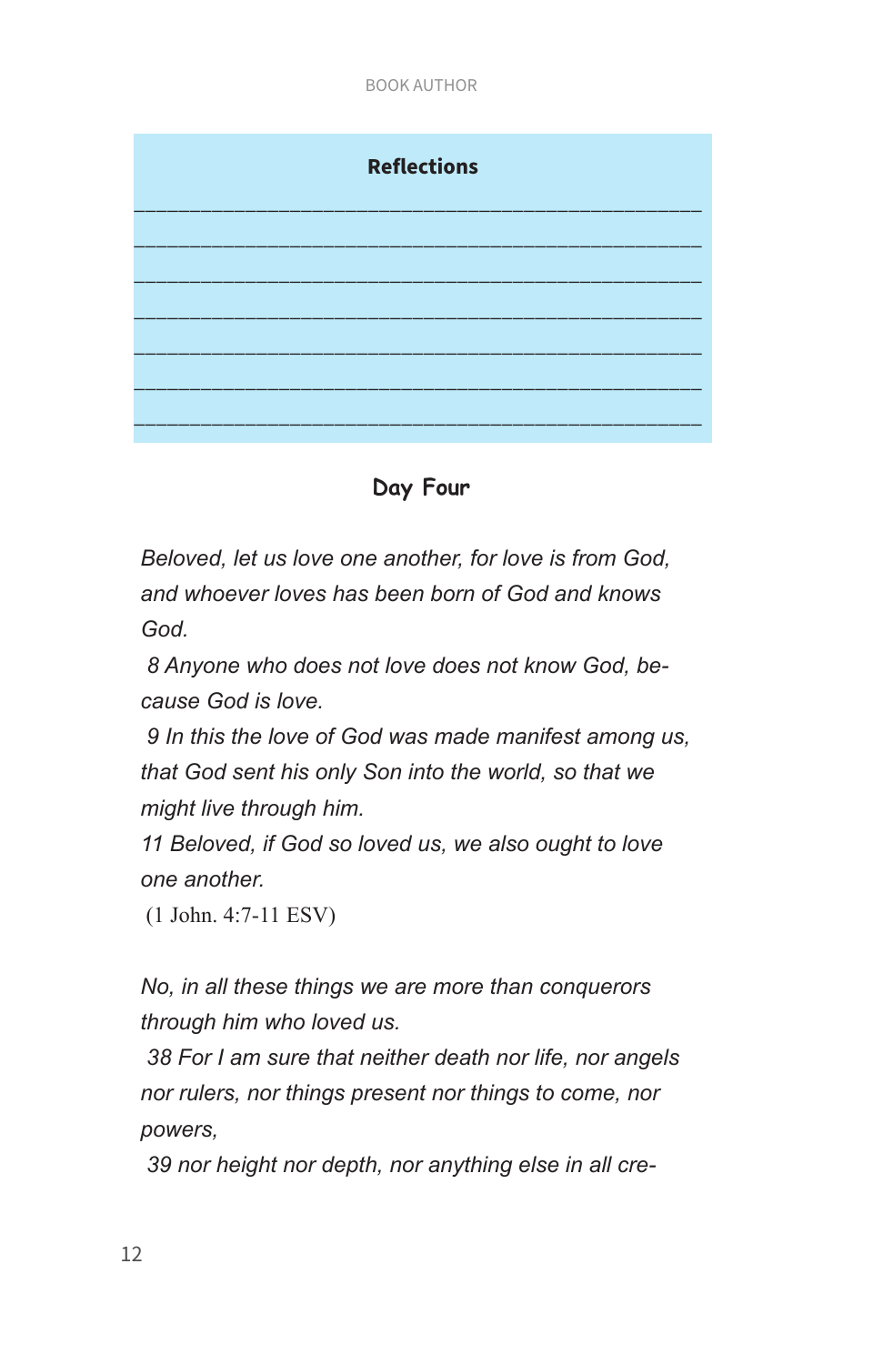### Reflections

_______________________________________________

_______________________________________________

_______________________________________________

_______________________________________________

_______________________________________________

_______________________________________________

_______________________________________________

## Day Four

*Beloved, let us love one another, for love is from God, and whoever loves has been born of God and knows God.*

*8 Anyone who does not love does not know God, because God is love.*

*9 In this the love of God was made manifest among us, that God sent his only Son into the world, so that we might live through him.*

*11 Beloved, if God so loved us, we also ought to love one another.*

(1 John. 4:7-11 ESV)

*No, in all these things we are more than conquerors through him who loved us.*

*38 For I am sure that neither death nor life, nor angels nor rulers, nor things present nor things to come, nor powers,*

*39 nor height nor depth, nor anything else in all cre-*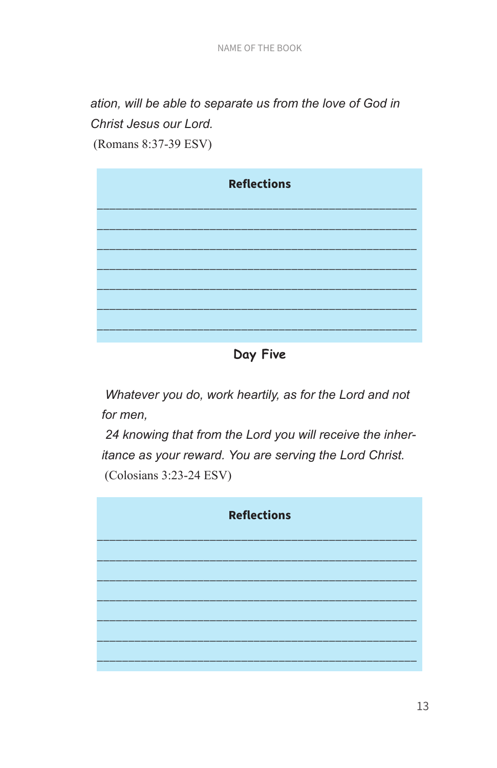*ation, will be able to separate us from the love of God in Christ Jesus our Lord.*
(Romans 8:37-39 ESV)

**Reflections**

________________________________________________

________________________________________________

________________________________________________

________________________________________________

________________________________________________

________________________________________________

________________________________________________

## Day Five

*Whatever you do, work heartily, as for the Lord and not for men,*
*24 knowing that from the Lord you will receive the inheritance as your reward. You are serving the Lord Christ.*
(Colosians 3:23-24 ESV)

**Reflections**

________________________________________________

________________________________________________

________________________________________________

________________________________________________

________________________________________________

________________________________________________

________________________________________________